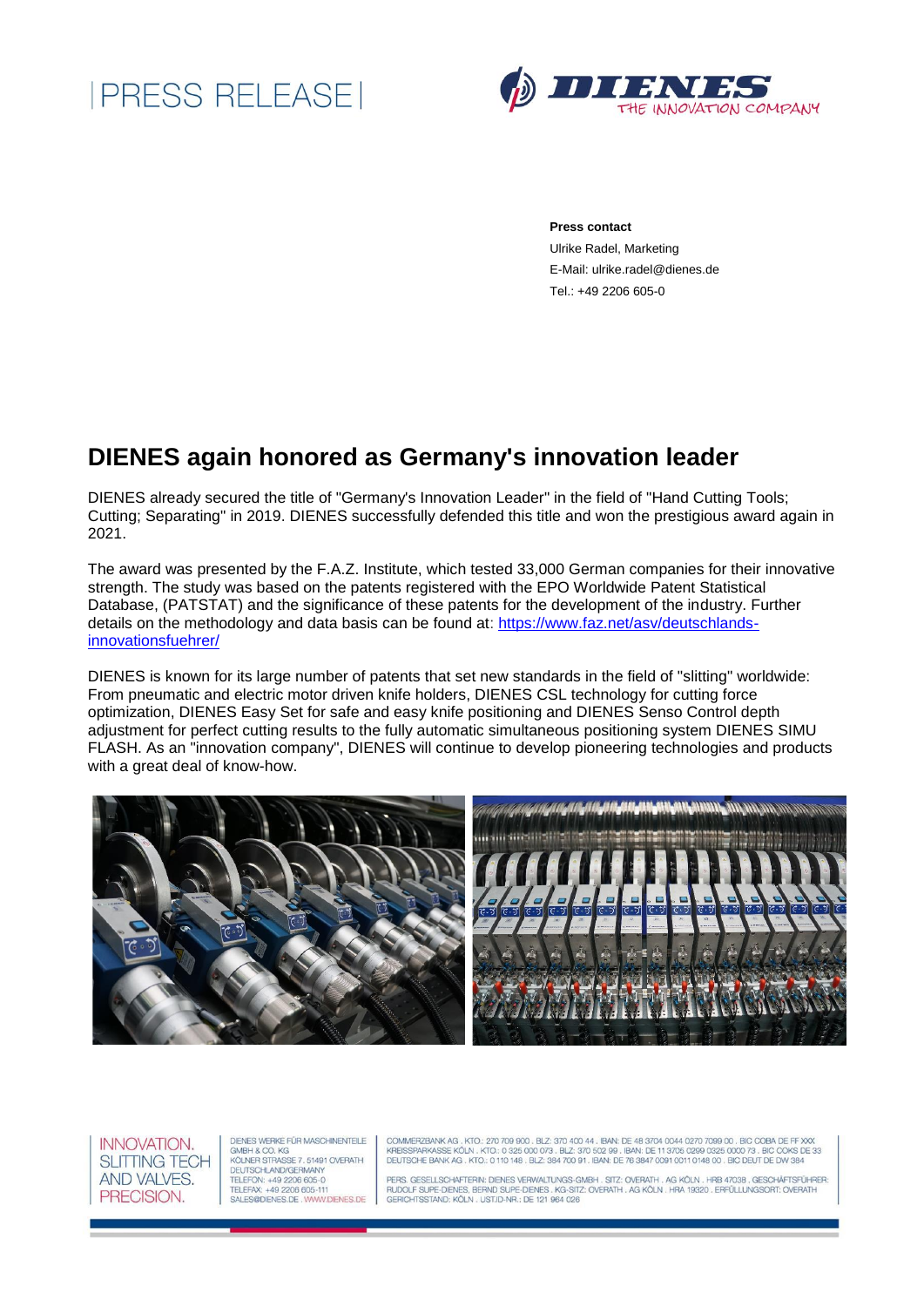|PRESS RELEASE|

DIENES THE INNOVATION COMPANY

**Press contact**
Ulrike Radel, Marketing
E-Mail: ulrike.radel@dienes.de
Tel.: +49 2206 605-0

# DIENES again honored as Germany's innovation leader

DIENES already secured the title of "Germany's Innovation Leader" in the field of "Hand Cutting Tools; Cutting; Separating" in 2019. DIENES successfully defended this title and won the prestigious award again in 2021.

The award was presented by the F.A.Z. Institute, which tested 33,000 German companies for their innovative strength. The study was based on the patents registered with the EPO Worldwide Patent Statistical Database, (PATSTAT) and the significance of these patents for the development of the industry. Further details on the methodology and data basis can be found at: [https://www.faz.net/asv/deutschlands-innovationsfuehrer/](https://www.faz.net/asv/deutschlands-innovationsfuehrer/)

DIENES is known for its large number of patents that set new standards in the field of "slitting" worldwide: From pneumatic and electric motor driven knife holders, DIENES CSL technology for cutting force optimization, DIENES Easy Set for safe and easy knife positioning and DIENES Senso Control depth adjustment for perfect cutting results to the fully automatic simultaneous positioning system DIENES SIMU FLASH. As an "innovation company", DIENES will continue to develop pioneering technologies and products with a great deal of know-how.

INNOVATION. SLITTING TECH AND VALVES. PRECISION.

DIENES WERKE FÜR MASCHINENTEILE GMBH & CO. KG
KÖLNER STRASSE 7 . 51491 OVERATH
DEUTSCHLAND/GERMANY
TELEFON: +49 2206 605-0
TELEFAX: +49 2206 605-111
SALES@DIENES.DE . WWW.DIENES.DE

COMMERZBANK AG . KTO.: 270 709 900 . BLZ: 370 400 44 . IBAN: DE 48 3704 0044 0270 7099 00 . BIC COBA DE FF XXX
KREISSPARKASSE KÖLN . KTO.: 0 325 000 073 . BLZ: 370 502 99 . IBAN: DE 11 3705 0299 0325 0000 73 . BIC COKS DE 33
DEUTSCHE BANK AG . KTO.: 0 110 148 . BLZ: 384 700 91 . IBAN: DE 76 3847 0091 0011 0148 00 . BIC DEUT DE DW 384

PERS. GESELLSCHAFTERIN: DIENES VERWALTUNGS-GMBH . SITZ: OVERATH . AG KÖLN . HRB 47038 . GESCHÄFTSFÜHRER: RUDOLF SUPE-DIENES, BERND SUPE-DIENES . KG-SITZ: OVERATH . AG KÖLN . HRA 19320 . ERFÜLLUNGSORT: OVERATH
GERICHTSSTAND: KÖLN . UST.ID-NR.: DE 121 964 026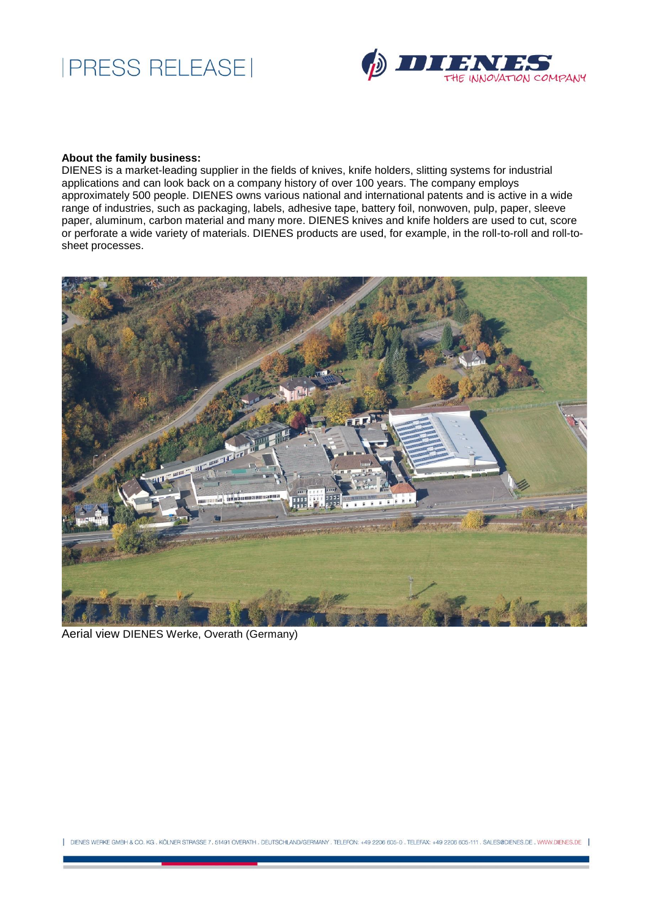**About the family business:**
DIENES is a market-leading supplier in the fields of knives, knife holders, slitting systems for industrial applications and can look back on a company history of over 100 years. The company employs approximately 500 people. DIENES owns various national and international patents and is active in a wide range of industries, such as packaging, labels, adhesive tape, battery foil, nonwoven, pulp, paper, sleeve paper, aluminum, carbon material and many more. DIENES knives and knife holders are used to cut, score or perforate a wide variety of materials. DIENES products are used, for example, in the roll-to-roll and roll-to-sheet processes.

Aerial view DIENES Werke, Overath (Germany)